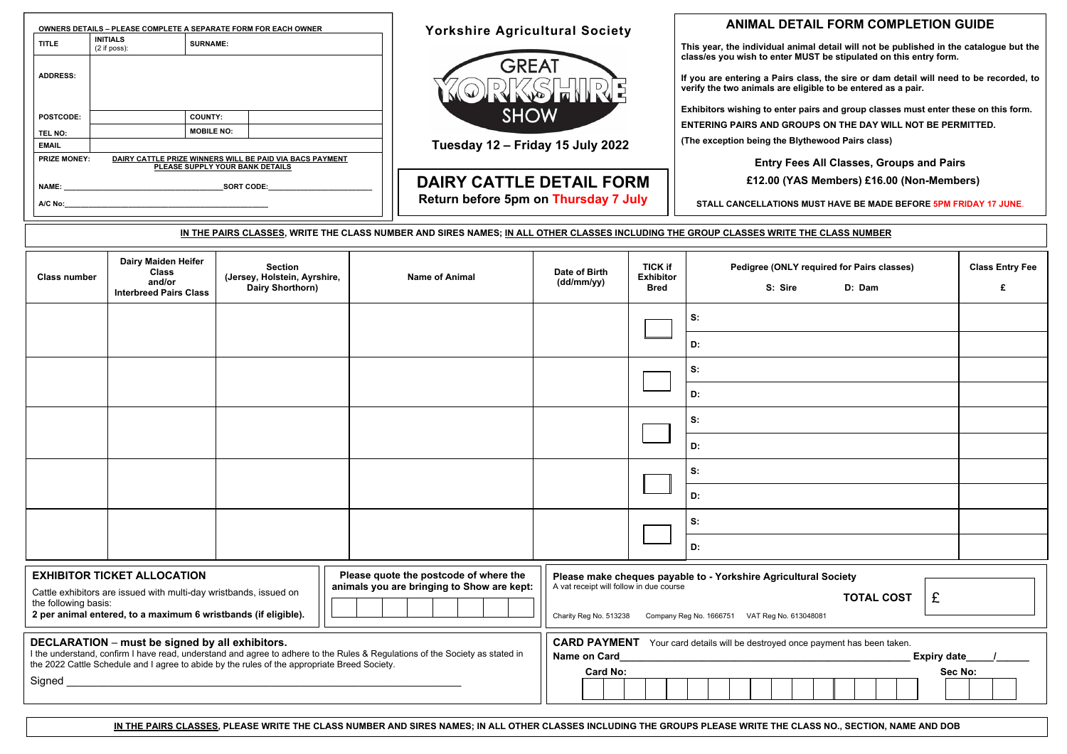**OWNERS DETAILS – PLEASE COMPLETE A SEPARATE FORM FOR EACH OWNER**

| TITLE | INITIALS (2 if poss): | SURNAME: | |
|---|---|---|---|
| ADDRESS: | | | |
| POSTCODE: | | COUNTY: | |
| TEL NO: | | MOBILE NO: | |
| EMAIL | | | |

PRIZE MONEY: DAIRY CATTLE PRIZE WINNERS WILL BE PAID VIA BACS PAYMENT PLEASE SUPPLY YOUR BANK DETAILS

NAME: ____________________ SORT CODE: ____________________

A/C No: ____________________

# Yorkshire Agricultural Society

GREAT YORKSHIRE SHOW

**Tuesday 12 – Friday 15 July 2022**

## DAIRY CATTLE DETAIL FORM

**Return before 5pm on Thursday 7 July**

## ANIMAL DETAIL FORM COMPLETION GUIDE

**This year, the individual animal detail will not be published in the catalogue but the class/es you wish to enter MUST be stipulated on this entry form.**

**If you are entering a Pairs class, the sire or dam detail will need to be recorded, to verify the two animals are eligible to be entered as a pair.**

**Exhibitors wishing to enter pairs and group classes must enter these on this form.**

**ENTERING PAIRS AND GROUPS ON THE DAY WILL NOT BE PERMITTED.**

**(The exception being the Blythewood Pairs class)**

**Entry Fees All Classes, Groups and Pairs**

**£12.00 (YAS Members) £16.00 (Non-Members)**

**STALL CANCELLATIONS MUST HAVE BE MADE BEFORE 5PM FRIDAY 17 JUNE.**

**IN THE PAIRS CLASSES, WRITE THE CLASS NUMBER AND SIRES NAMES; IN ALL OTHER CLASSES INCLUDING THE GROUP CLASSES WRITE THE CLASS NUMBER**

| Class number | Dairy Maiden Heifer Class and/or Interbreed Pairs Class | Section (Jersey, Holstein, Ayrshire, Dairy Shorthorn) | Name of Animal | Date of Birth (dd/mm/yy) | TICK if Exhibitor Bred | Pedigree (ONLY required for Pairs classes) S: Sire D: Dam | Class Entry Fee £ |
|---|---|---|---|---|---|---|---|
| | | | | | ☐ | S: | |
| | | | | | | D: | |
| | | | | | ☐ | S: | |
| | | | | | | D: | |
| | | | | | ☐ | S: | |
| | | | | | | D: | |
| | | | | | ☐ | S: | |
| | | | | | | D: | |
| | | | | | ☐ | S: | |
| | | | | | | D: | |

### EXHIBITOR TICKET ALLOCATION

Cattle exhibitors are issued with multi-day wristbands, issued on the following basis:

**2 per animal entered, to a maximum 6 wristbands (if eligible).**

**Please quote the postcode of where the animals you are bringing to Show are kept:**

| | | | | | | | |
|---|---|---|---|---|---|---|---|

**Please make cheques payable to - Yorkshire Agricultural Society**

A vat receipt will follow in due course

**TOTAL COST** £

Charity Reg No. 513238 Company Reg No. 1666751 VAT Reg No. 613048081

### DECLARATION – must be signed by all exhibitors.

I the understand, confirm I have read, understand and agree to adhere to the Rules & Regulations of the Society as stated in the 2022 Cattle Schedule and I agree to abide by the rules of the appropriate Breed Society.

Signed ____________________

**CARD PAYMENT** Your card details will be destroyed once payment has been taken.

**Name on Card**____________________ **Expiry date**____/____

**Card No:** **Sec No:**

**IN THE PAIRS CLASSES, PLEASE WRITE THE CLASS NUMBER AND SIRES NAMES; IN ALL OTHER CLASSES INCLUDING THE GROUPS PLEASE WRITE THE CLASS NO., SECTION, NAME AND DOB**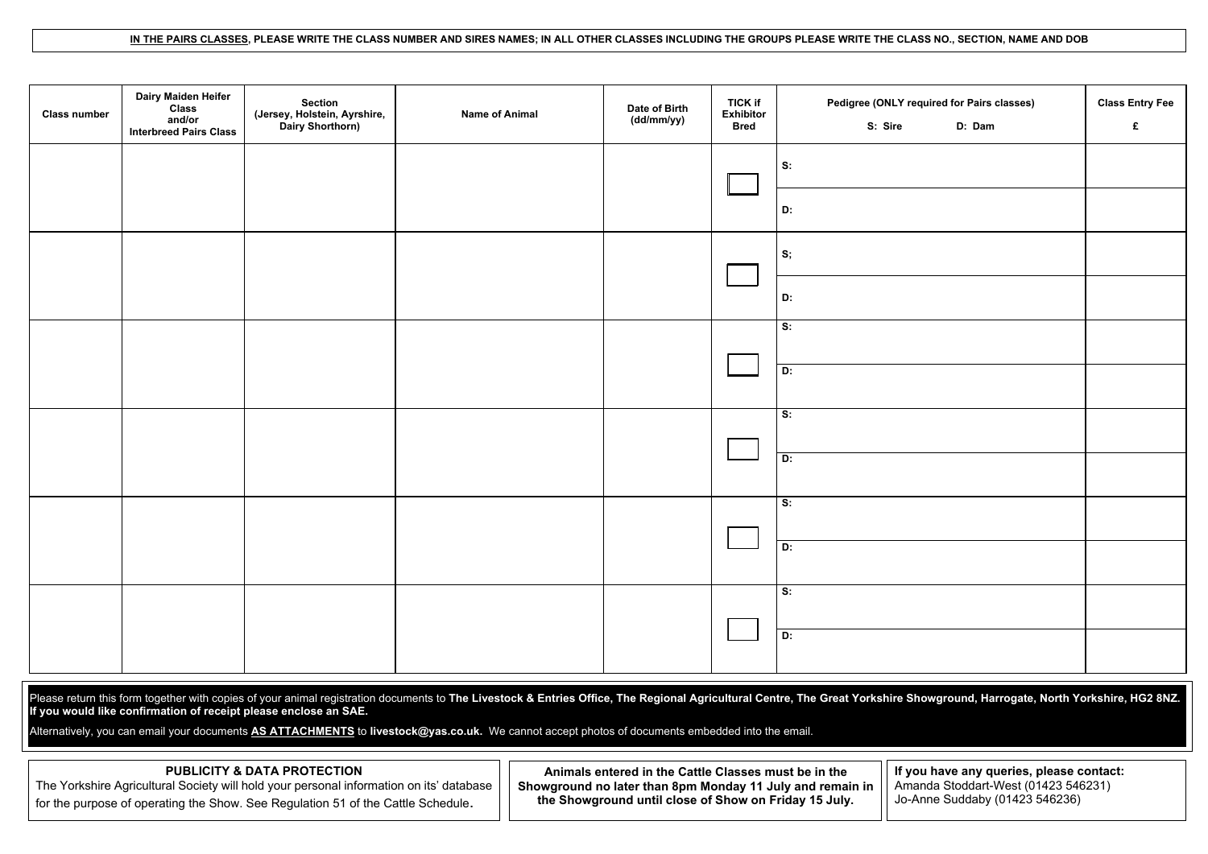**IN THE PAIRS CLASSES, PLEASE WRITE THE CLASS NUMBER AND SIRES NAMES; IN ALL OTHER CLASSES INCLUDING THE GROUPS PLEASE WRITE THE CLASS NO., SECTION, NAME AND DOB**

| Class number | Dairy Maiden Heifer Class and/or Interbreed Pairs Class | Section (Jersey, Holstein, Ayrshire, Dairy Shorthorn) | Name of Animal | Date of Birth (dd/mm/yy) | TICK if Exhibitor Bred | Pedigree (ONLY required for Pairs classes) S: Sire D: Dam | Class Entry Fee £ |
|---|---|---|---|---|---|---|---|
| | | | | | ☐ | S: | |
| | | | | | | D: | |
| | | | | | ☐ | S; | |
| | | | | | | D: | |
| | | | | | ☐ | S: | |
| | | | | | | D: | |
| | | | | | ☐ | S: | |
| | | | | | | D: | |
| | | | | | ☐ | S: | |
| | | | | | | D: | |
| | | | | | ☐ | S: | |
| | | | | | | D: | |

Please return this form together with copies of your animal registration documents to **The Livestock & Entries Office, The Regional Agricultural Centre, The Great Yorkshire Showground, Harrogate, North Yorkshire, HG2 8NZ. If you would like confirmation of receipt please enclose an SAE.**

Alternatively, you can email your documents **AS ATTACHMENTS** to **livestock@yas.co.uk.** We cannot accept photos of documents embedded into the email.

**PUBLICITY & DATA PROTECTION**

The Yorkshire Agricultural Society will hold your personal information on its' database for the purpose of operating the Show. See Regulation 51 of the Cattle Schedule.

**Animals entered in the Cattle Classes must be in the Showground no later than 8pm Monday 11 July and remain in the Showground until close of Show on Friday 15 July.**

**If you have any queries, please contact:**
Amanda Stoddart-West (01423 546231)
Jo-Anne Suddaby (01423 546236)